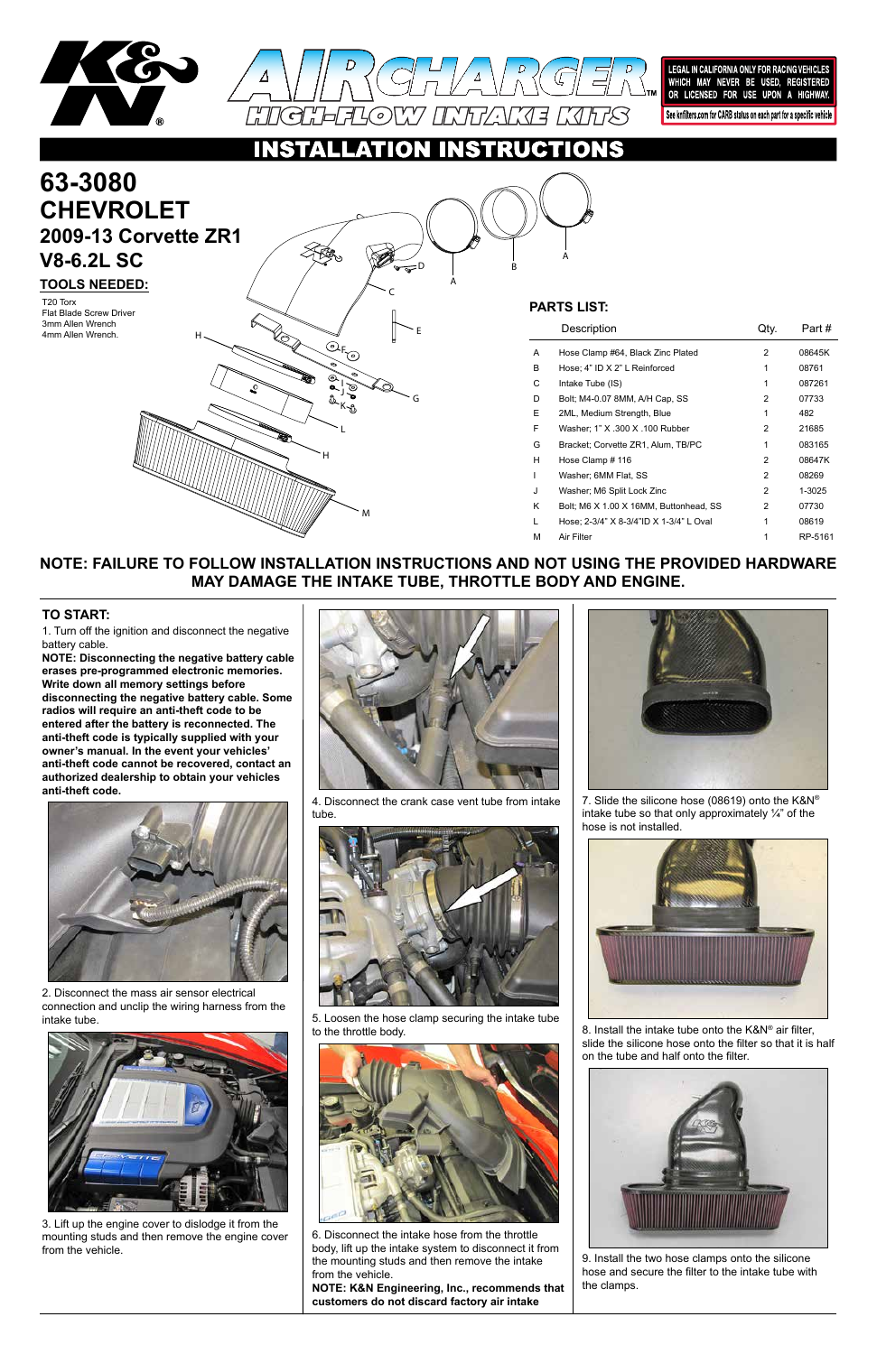# AIRCHARGER HIGH-FLOW INTAKE KITS

LEGAL IN CALIFORNIA ONLY FOR RACING VEHICLES WHICH MAY NEVER BE USED, REGISTERED OR LICENSED FOR USE UPON A HIGHWAY.

See knfilters.com for CARB status on each part for a specific vehicle

# INSTALLATION INSTRUCTIONS

## 63-3080
## CHEVROLET
### 2009-13 Corvette ZR1
### V8-6.2L SC

### TOOLS NEEDED:

T20 Torx
Flat Blade Screw Driver
3mm Allen Wrench
4mm Allen Wrench.

### PARTS LIST:

| | Description | Qty. | Part # |
|---|---|---|---|
| A | Hose Clamp #64, Black Zinc Plated | 2 | 08645K |
| B | Hose; 4" ID X 2" L Reinforced | 1 | 08761 |
| C | Intake Tube (IS) | 1 | 087261 |
| D | Bolt; M4-0.07 8MM, A/H Cap, SS | 2 | 07733 |
| E | 2ML, Medium Strength, Blue | 1 | 482 |
| F | Washer; 1" X .300 X .100 Rubber | 2 | 21685 |
| G | Bracket; Corvette ZR1, Alum, TB/PC | 1 | 083165 |
| H | Hose Clamp # 116 | 2 | 08647K |
| I | Washer; 6MM Flat, SS | 2 | 08269 |
| J | Washer; M6 Split Lock Zinc | 2 | 1-3025 |
| K | Bolt; M6 X 1.00 X 16MM, Buttonhead, SS | 2 | 07730 |
| L | Hose; 2-3/4" X 8-3/4"ID X 1-3/4" L Oval | 1 | 08619 |
| M | Air Filter | 1 | RP-5161 |

**NOTE: FAILURE TO FOLLOW INSTALLATION INSTRUCTIONS AND NOT USING THE PROVIDED HARDWARE MAY DAMAGE THE INTAKE TUBE, THROTTLE BODY AND ENGINE.**

### TO START:

1. Turn off the ignition and disconnect the negative battery cable.

**NOTE: Disconnecting the negative battery cable erases pre-programmed electronic memories. Write down all memory settings before disconnecting the negative battery cable. Some radios will require an anti-theft code to be entered after the battery is reconnected. The anti-theft code is typically supplied with your owner's manual. In the event your vehicles' anti-theft code cannot be recovered, contact an authorized dealership to obtain your vehicles anti-theft code.**

2. Disconnect the mass air sensor electrical connection and unclip the wiring harness from the intake tube.

3. Lift up the engine cover to dislodge it from the mounting studs and then remove the engine cover from the vehicle.

4. Disconnect the crank case vent tube from intake tube.

5. Loosen the hose clamp securing the intake tube to the throttle body.

6. Disconnect the intake hose from the throttle body, lift up the intake system to disconnect it from the mounting studs and then remove the intake from the vehicle.

**NOTE: K&N Engineering, Inc., recommends that customers do not discard factory air intake**

7. Slide the silicone hose (08619) onto the K&N® intake tube so that only approximately ¼" of the hose is not installed.

8. Install the intake tube onto the K&N® air filter, slide the silicone hose onto the filter so that it is half on the tube and half onto the filter.

9. Install the two hose clamps onto the silicone hose and secure the filter to the intake tube with the clamps.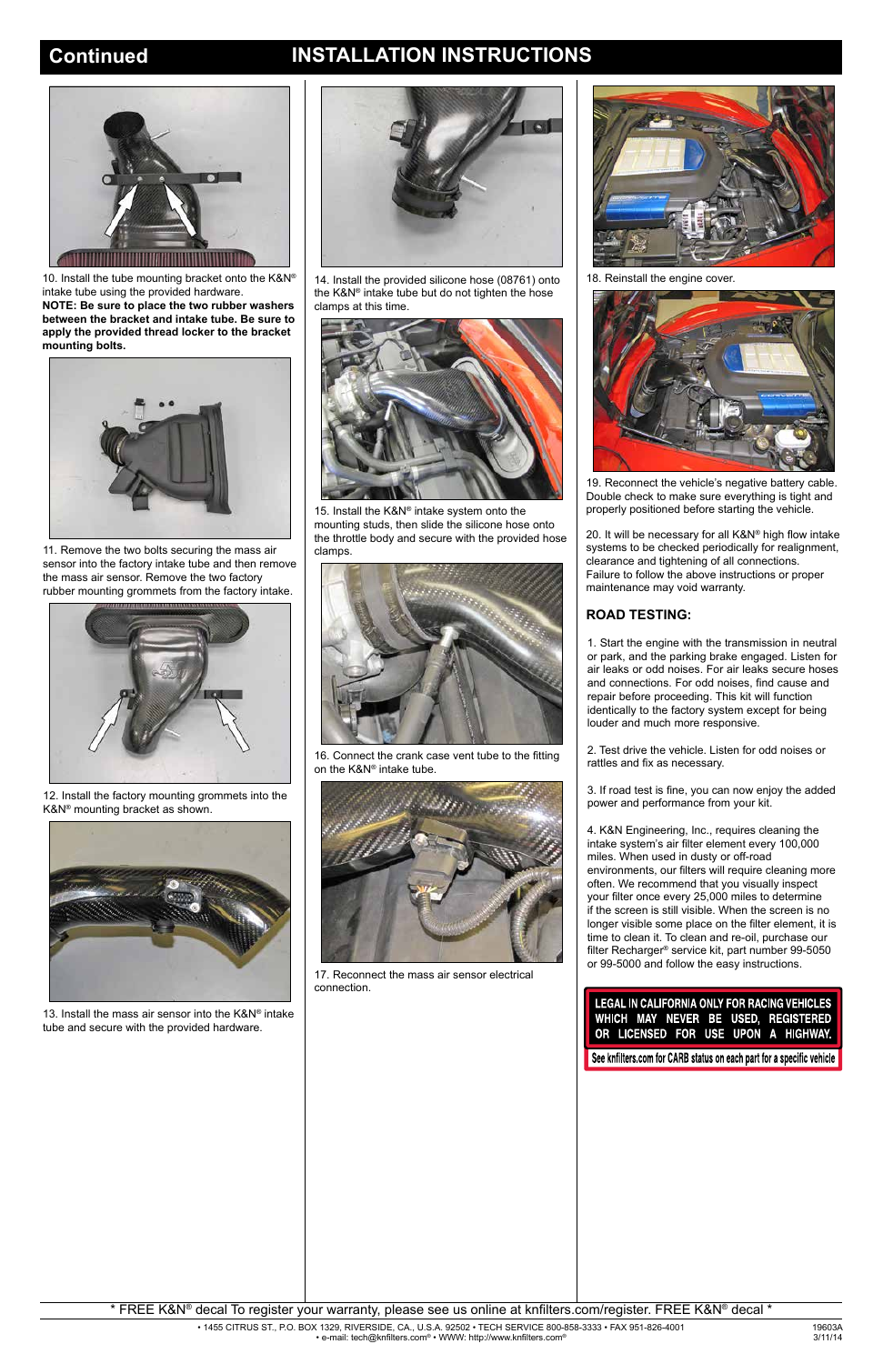# Continued INSTALLATION INSTRUCTIONS

10. Install the tube mounting bracket onto the K&N® intake tube using the provided hardware.
**NOTE: Be sure to place the two rubber washers between the bracket and intake tube. Be sure to apply the provided thread locker to the bracket mounting bolts.**

11. Remove the two bolts securing the mass air sensor into the factory intake tube and then remove the mass air sensor. Remove the two factory rubber mounting grommets from the factory intake.

12. Install the factory mounting grommets into the K&N® mounting bracket as shown.

13. Install the mass air sensor into the K&N® intake tube and secure with the provided hardware.

14. Install the provided silicone hose (08761) onto the K&N® intake tube but do not tighten the hose clamps at this time.

15. Install the K&N® intake system onto the mounting studs, then slide the silicone hose onto the throttle body and secure with the provided hose clamps.

16. Connect the crank case vent tube to the fitting on the K&N® intake tube.

17. Reconnect the mass air sensor electrical connection.

18. Reinstall the engine cover.

19. Reconnect the vehicle's negative battery cable. Double check to make sure everything is tight and properly positioned before starting the vehicle.

20. It will be necessary for all K&N® high flow intake systems to be checked periodically for realignment, clearance and tightening of all connections. Failure to follow the above instructions or proper maintenance may void warranty.

### ROAD TESTING:

1. Start the engine with the transmission in neutral or park, and the parking brake engaged. Listen for air leaks or odd noises. For air leaks secure hoses and connections. For odd noises, find cause and repair before proceeding. This kit will function identically to the factory system except for being louder and much more responsive.

2. Test drive the vehicle. Listen for odd noises or rattles and fix as necessary.

3. If road test is fine, you can now enjoy the added power and performance from your kit.

4. K&N Engineering, Inc., requires cleaning the intake system's air filter element every 100,000 miles. When used in dusty or off-road environments, our filters will require cleaning more often. We recommend that you visually inspect your filter once every 25,000 miles to determine if the screen is still visible. When the screen is no longer visible some place on the filter element, it is time to clean it. To clean and re-oil, purchase our filter Recharger® service kit, part number 99-5050 or 99-5000 and follow the easy instructions.

**LEGAL IN CALIFORNIA ONLY FOR RACING VEHICLES WHICH MAY NEVER BE USED, REGISTERED OR LICENSED FOR USE UPON A HIGHWAY.**

See knfilters.com for CARB status on each part for a specific vehicle

\* FREE K&N® decal To register your warranty, please see us online at knfilters.com/register. FREE K&N® decal \*

• 1455 CITRUS ST., P.O. BOX 1329, RIVERSIDE, CA., U.S.A. 92502 • TECH SERVICE 800-858-3333 • FAX 951-826-4001
• e-mail: tech@knfilters.com® • WWW: http://www.knfilters.com®

19603A
3/11/14